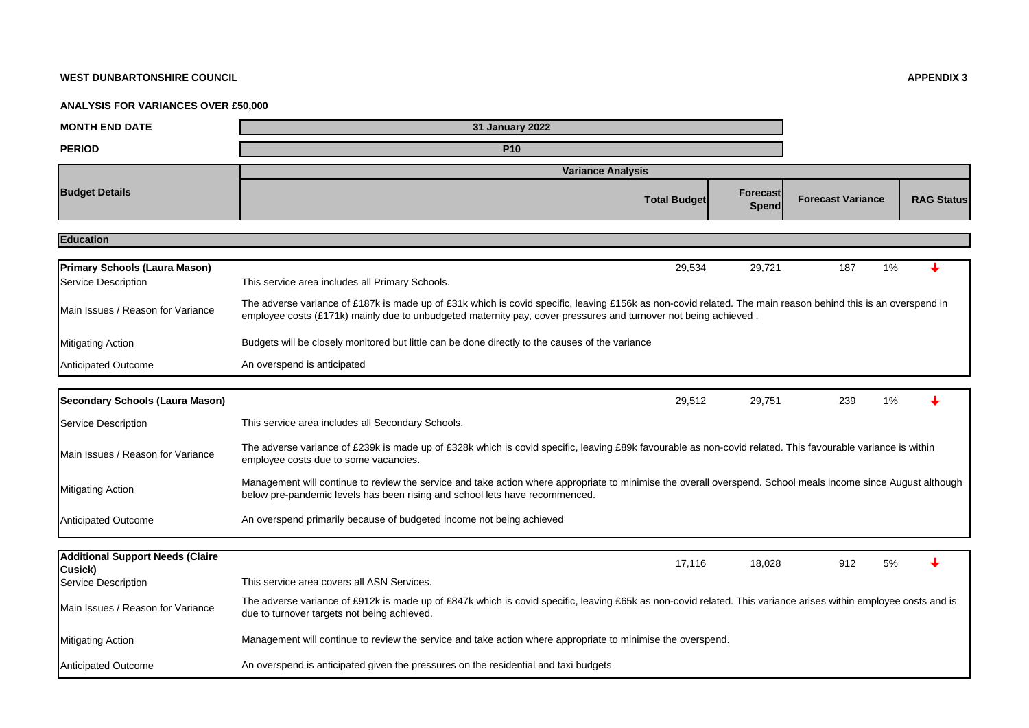**WEST DUNBARTONSHIRE COUNCIL** **APPENDIX 3**

**ANALYSIS FOR VARIANCES OVER £50,000**

| | |
|---|---|
| **MONTH END DATE** | **31 January 2022** |
| **PERIOD** | **P10** |

| **Budget Details** | **Variance Analysis** | | | | | |
|---|---|---|---|---|---|---|
| | | **Total Budget** | **Forecast Spend** | **Forecast Variance** | | **RAG Status** |

**Education**

| **Primary Schools (Laura Mason)** | | 29,534 | 29,721 | 187 | 1% | ↓ |
|---|---|---|---|---|---|---|
| Service Description | This service area includes all Primary Schools. | | | | | |
| Main Issues / Reason for Variance | The adverse variance of £187k is made up of £31k which is covid specific, leaving £156k as non-covid related. The main reason behind this is an overspend in employee costs (£171k) mainly due to unbudgeted maternity pay, cover pressures and turnover not being achieved . | | | | | |
| Mitigating Action | Budgets will be closely monitored but little can be done directly to the causes of the variance | | | | | |
| Anticipated Outcome | An overspend is anticipated | | | | | |

| **Secondary Schools (Laura Mason)** | | 29,512 | 29,751 | 239 | 1% | ↓ |
|---|---|---|---|---|---|---|
| Service Description | This service area includes all Secondary Schools. | | | | | |
| Main Issues / Reason for Variance | The adverse variance of £239k is made up of £328k which is covid specific, leaving £89k favourable as non-covid related. This favourable variance is within employee costs due to some vacancies. | | | | | |
| Mitigating Action | Management will continue to review the service and take action where appropriate to minimise the overall overspend. School meals income since August although below pre-pandemic levels has been rising and school lets have recommenced. | | | | | |
| Anticipated Outcome | An overspend primarily because of budgeted income not being achieved | | | | | |

| **Additional Support Needs (Claire Cusick)** | | 17,116 | 18,028 | 912 | 5% | ↓ |
|---|---|---|---|---|---|---|
| Service Description | This service area covers all ASN Services. | | | | | |
| Main Issues / Reason for Variance | The adverse variance of £912k is made up of £847k which is covid specific, leaving £65k as non-covid related. This variance arises within employee costs and is due to turnover targets not being achieved. | | | | | |
| Mitigating Action | Management will continue to review the service and take action where appropriate to minimise the overspend. | | | | | |
| Anticipated Outcome | An overspend is anticipated given the pressures on the residential and taxi budgets | | | | | |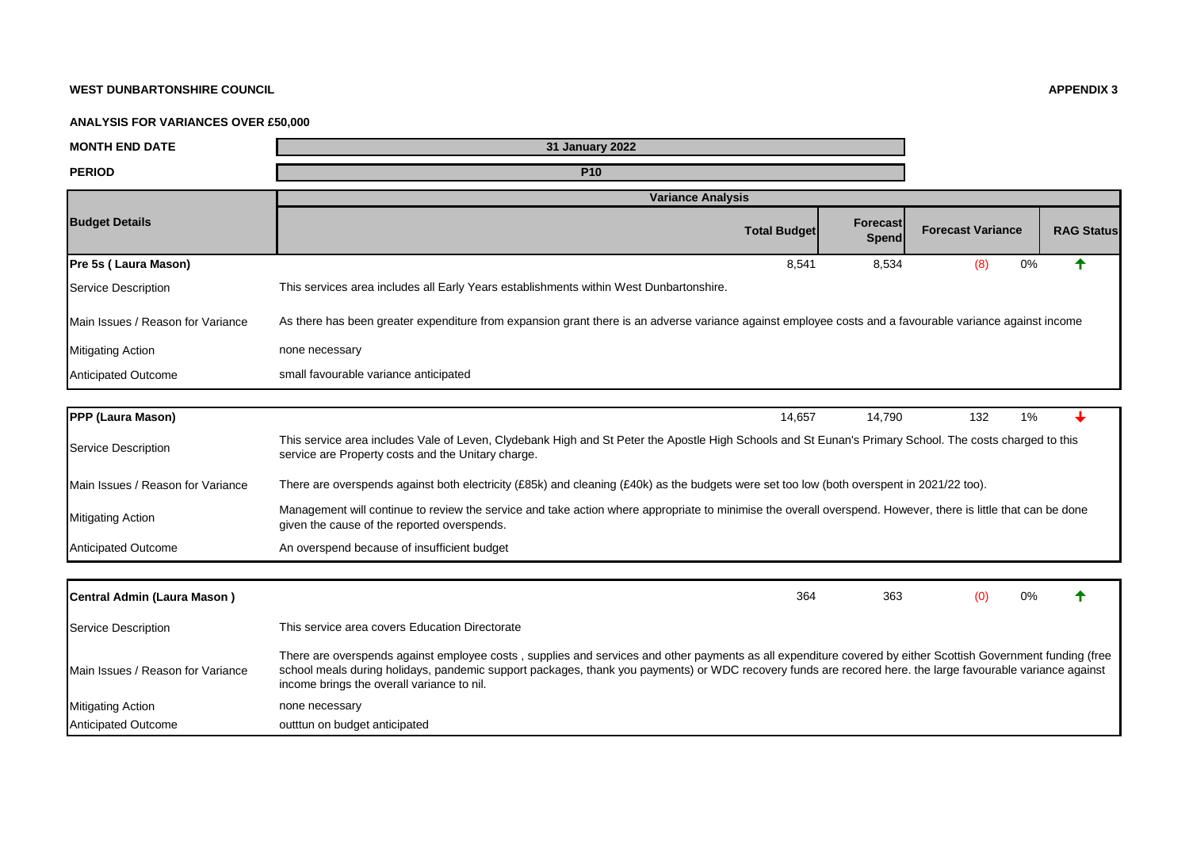**WEST DUNBARTONSHIRE COUNCIL** **APPENDIX 3**

**ANALYSIS FOR VARIANCES OVER £50,000**

| | |
|---|---|
| **MONTH END DATE** | **31 January 2022** |
| **PERIOD** | **P10** |

| **Budget Details** | **Variance Analysis** | | | | | |
|---|---|---|---|---|---|---|
| | | **Total Budget** | **Forecast Spend** | **Forecast Variance** | | **RAG Status** |
| **Pre 5s ( Laura Mason)** | | 8,541 | 8,534 | (8) | 0% | ↑ |
| Service Description | This services area includes all Early Years establishments within West Dunbartonshire. | | | | | |
| Main Issues / Reason for Variance | As there has been greater expenditure from expansion grant there is an adverse variance against employee costs and a favourable variance against income | | | | | |
| Mitigating Action | none necessary | | | | | |
| Anticipated Outcome | small favourable variance anticipated | | | | | |
| **PPP (Laura Mason)** | | 14,657 | 14,790 | 132 | 1% | ↓ |
| Service Description | This service area includes Vale of Leven, Clydebank High and St Peter the Apostle High Schools and St Eunan's Primary School. The costs charged to this service are Property costs and the Unitary charge. | | | | | |
| Main Issues / Reason for Variance | There are overspends against both electricity (£85k) and cleaning (£40k) as the budgets were set too low (both overspent in 2021/22 too). | | | | | |
| Mitigating Action | Management will continue to review the service and take action where appropriate to minimise the overall overspend. However, there is little that can be done given the cause of the reported overspends. | | | | | |
| Anticipated Outcome | An overspend because of insufficient budget | | | | | |
| **Central Admin (Laura Mason )** | | 364 | 363 | (0) | 0% | ↑ |
| Service Description | This service area covers Education Directorate | | | | | |
| Main Issues / Reason for Variance | There are overspends against employee costs , supplies and services and other payments as all expenditure covered by either Scottish Government funding (free school meals during holidays, pandemic support packages, thank you payments) or WDC recovery funds are recored here. the large favourable variance against income brings the overall variance to nil. | | | | | |
| Mitigating Action | none necessary | | | | | |
| Anticipated Outcome | outttun on budget anticipated | | | | | |